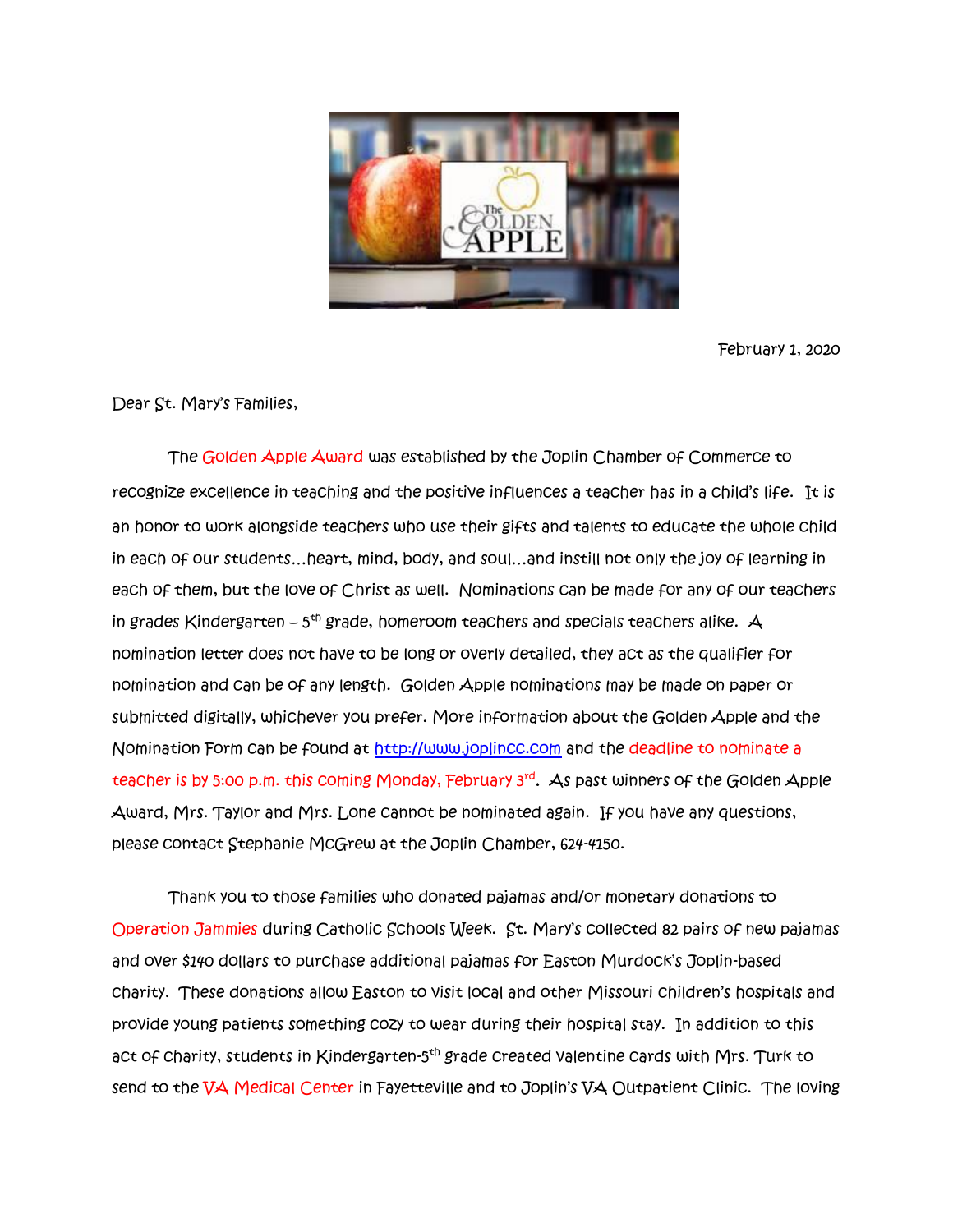February 1, 2020

Dear St. Mary's Families,

The Golden Apple Award was established by the Joplin Chamber of Commerce to recognize excellence in teaching and the positive influences a teacher has in a child's life. It is an honor to work alongside teachers who use their gifts and talents to educate the whole child in each of our students…heart, mind, body, and soul…and instill not only the joy of learning in each of them, but the love of Christ as well. Nominations can be made for any of our teachers in grades Kindergarten – 5th grade, homeroom teachers and specials teachers alike. A nomination letter does not have to be long or overly detailed, they act as the qualifier for nomination and can be of any length. Golden Apple nominations may be made on paper or submitted digitally, whichever you prefer. More information about the Golden Apple and the Nomination Form can be found at http://www.joplincc.com and the deadline to nominate a teacher is by 5:00 p.m. this coming Monday, February 3rd. As past winners of the Golden Apple Award, Mrs. Taylor and Mrs. Lone cannot be nominated again. If you have any questions, please contact Stephanie McGrew at the Joplin Chamber, 624-4150.

Thank you to those families who donated pajamas and/or monetary donations to Operation Jammies during Catholic Schools Week. St. Mary's collected 82 pairs of new pajamas and over $140 dollars to purchase additional pajamas for Easton Murdock's Joplin-based charity. These donations allow Easton to visit local and other Missouri children's hospitals and provide young patients something cozy to wear during their hospital stay. In addition to this act of charity, students in Kindergarten-5th grade created valentine cards with Mrs. Turk to send to the VA Medical Center in Fayetteville and to Joplin's VA Outpatient Clinic. The loving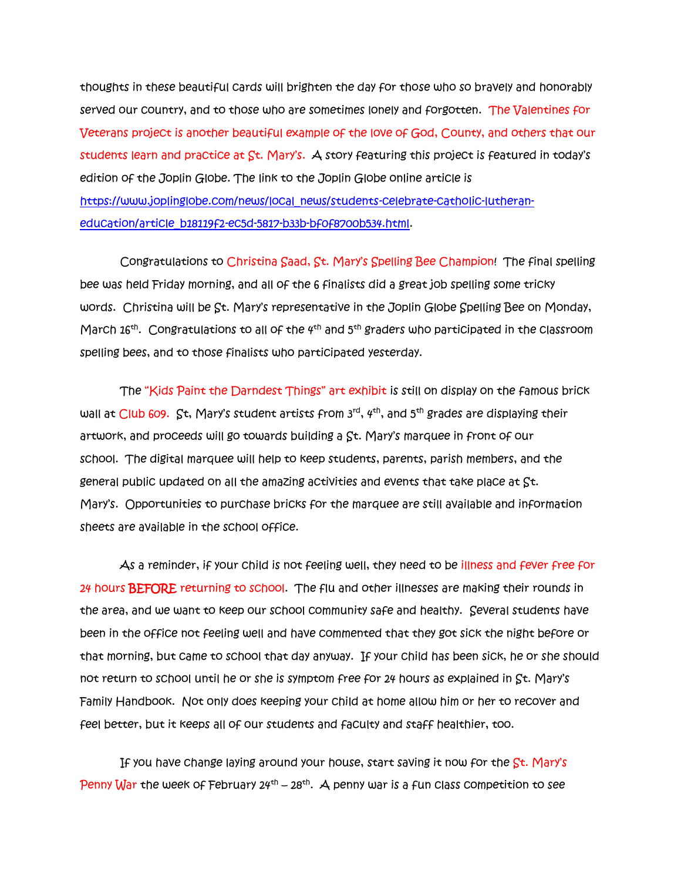thoughts in these beautiful cards will brighten the day for those who so bravely and honorably served our country, and to those who are sometimes lonely and forgotten. The Valentines for Veterans project is another beautiful example of the love of God, County, and others that our students learn and practice at St. Mary's. A story featuring this project is featured in today's edition of the Joplin Globe. The link to the Joplin Globe online article is https://www.joplinglobe.com/news/local_news/students-celebrate-catholic-lutheran-education/article_b18119f2-ec5d-5817-b33b-bf0f8700b534.html.

Congratulations to Christina Saad, St. Mary's Spelling Bee Champion! The final spelling bee was held Friday morning, and all of the 6 finalists did a great job spelling some tricky words. Christina will be St. Mary's representative in the Joplin Globe Spelling Bee on Monday, March 16th. Congratulations to all of the 4th and 5th graders who participated in the classroom spelling bees, and to those finalists who participated yesterday.

The "Kids Paint the Darndest Things" art exhibit is still on display on the famous brick wall at Club 609. St, Mary's student artists from 3rd, 4th, and 5th grades are displaying their artwork, and proceeds will go towards building a St. Mary's marquee in front of our school. The digital marquee will help to keep students, parents, parish members, and the general public updated on all the amazing activities and events that take place at St. Mary's. Opportunities to purchase bricks for the marquee are still available and information sheets are available in the school office.

As a reminder, if your child is not feeling well, they need to be illness and fever free for 24 hours **BEFORE** returning to school. The flu and other illnesses are making their rounds in the area, and we want to keep our school community safe and healthy. Several students have been in the office not feeling well and have commented that they got sick the night before or that morning, but came to school that day anyway. If your child has been sick, he or she should not return to school until he or she is symptom free for 24 hours as explained in St. Mary's Family Handbook. Not only does keeping your child at home allow him or her to recover and feel better, but it keeps all of our students and faculty and staff healthier, too.

If you have change laying around your house, start saving it now for the St. Mary's Penny War the week of February 24th – 28th. A penny war is a fun class competition to see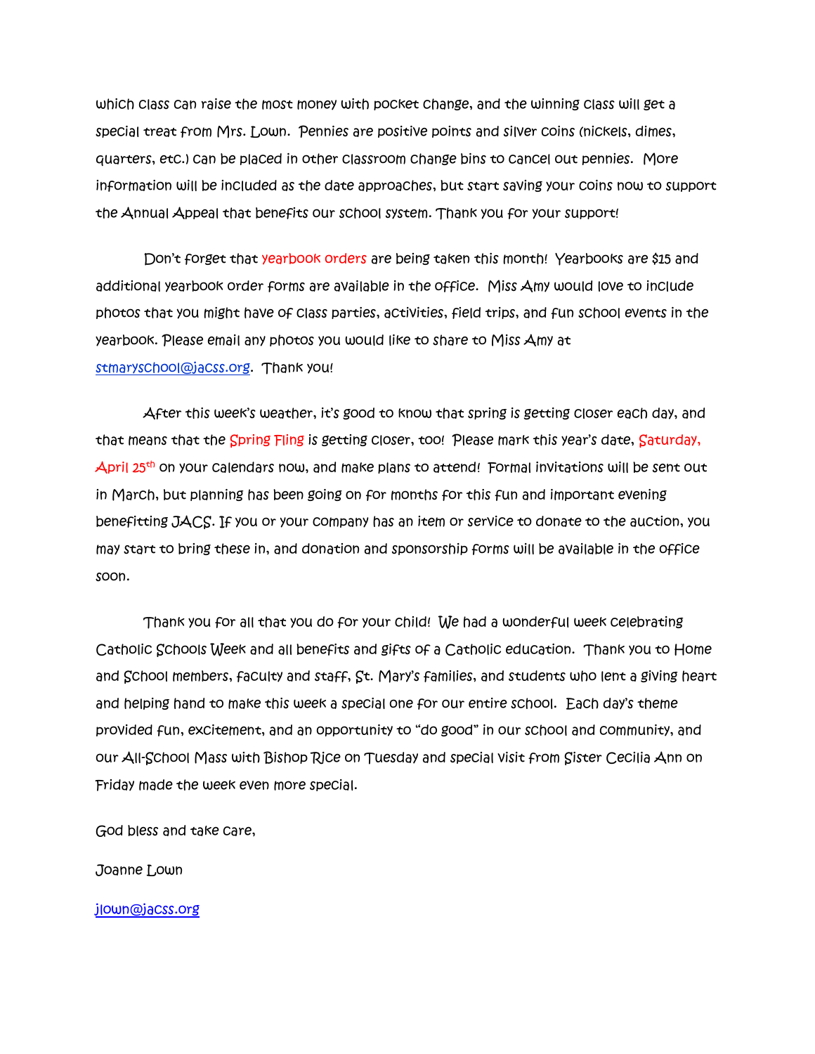which class can raise the most money with pocket change, and the winning class will get a special treat from Mrs. Lown. Pennies are positive points and silver coins (nickels, dimes, quarters, etc.) can be placed in other classroom change bins to cancel out pennies. More information will be included as the date approaches, but start saving your coins now to support the Annual Appeal that benefits our school system. Thank you for your support!

Don't forget that yearbook orders are being taken this month! Yearbooks are $15 and additional yearbook order forms are available in the office. Miss Amy would love to include photos that you might have of class parties, activities, field trips, and fun school events in the yearbook. Please email any photos you would like to share to Miss Amy at stmaryschool@jacss.org. Thank you!

After this week's weather, it's good to know that spring is getting closer each day, and that means that the Spring Fling is getting closer, too! Please mark this year's date, Saturday, April 25th on your calendars now, and make plans to attend! Formal invitations will be sent out in March, but planning has been going on for months for this fun and important evening benefitting JACS. If you or your company has an item or service to donate to the auction, you may start to bring these in, and donation and sponsorship forms will be available in the office soon.

Thank you for all that you do for your child! We had a wonderful week celebrating Catholic Schools Week and all benefits and gifts of a Catholic education. Thank you to Home and School members, faculty and staff, St. Mary's families, and students who lent a giving heart and helping hand to make this week a special one for our entire school. Each day's theme provided fun, excitement, and an opportunity to "do good" in our school and community, and our All-School Mass with Bishop Rice on Tuesday and special visit from Sister Cecilia Ann on Friday made the week even more special.

God bless and take care,

Joanne Lown

jlown@jacss.org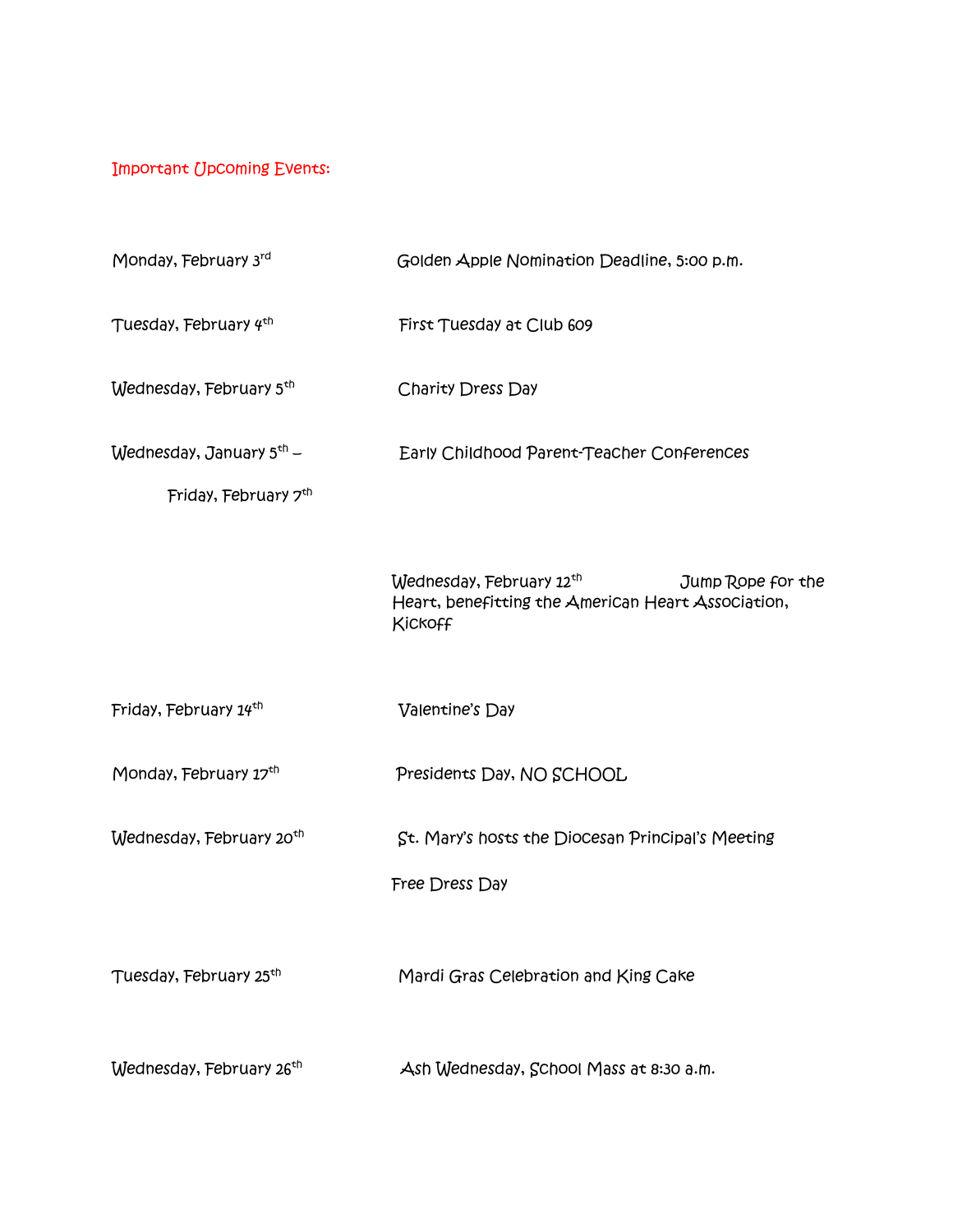Important Upcoming Events:

| | |
|---|---|
| Monday, February 3rd | Golden Apple Nomination Deadline, 5:00 p.m. |
| Tuesday, February 4th | First Tuesday at Club 609 |
| Wednesday, February 5th | Charity Dress Day |
| Wednesday, January 5th – Friday, February 7th | Early Childhood Parent-Teacher Conferences |
| Wednesday, February 12th | Jump Rope for the Heart, benefitting the American Heart Association, Kickoff |
| Friday, February 14th | Valentine's Day |
| Monday, February 17th | Presidents Day, NO SCHOOL |
| Wednesday, February 20th | St. Mary's hosts the Diocesan Principal's Meeting<br>Free Dress Day |
| Tuesday, February 25th | Mardi Gras Celebration and King Cake |
| Wednesday, February 26th | Ash Wednesday, School Mass at 8:30 a.m. |